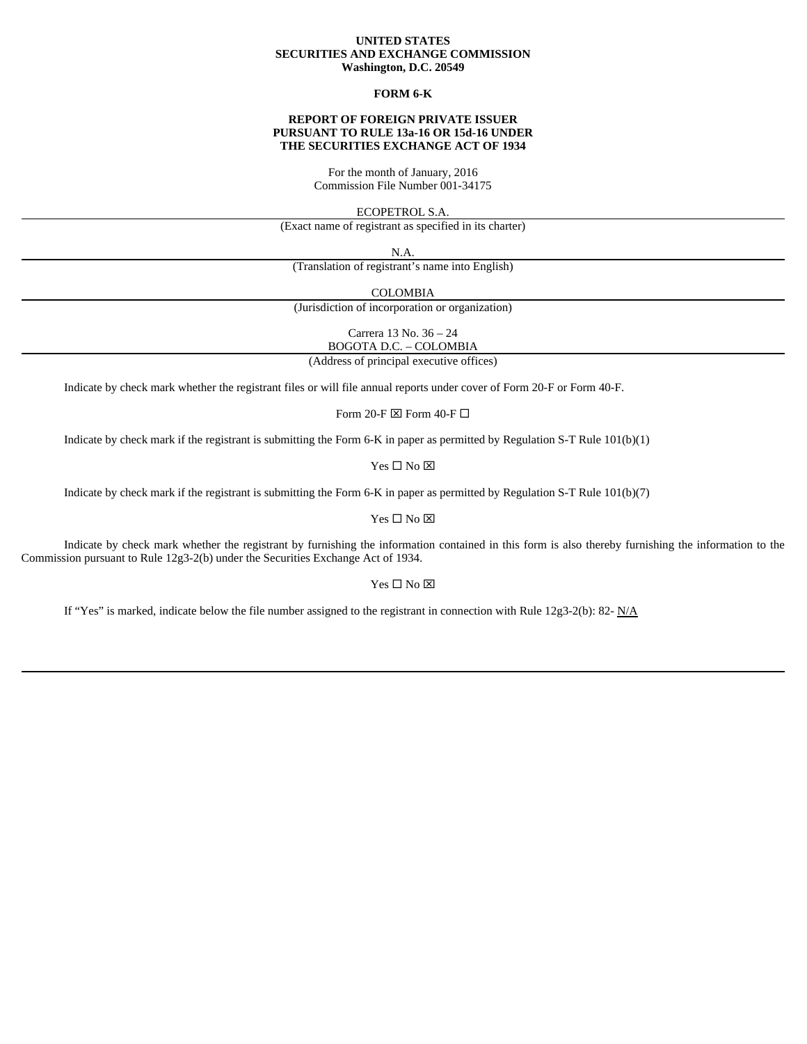**UNITED STATES**
**SECURITIES AND EXCHANGE COMMISSION**
**Washington, D.C. 20549**

**FORM 6-K**

**REPORT OF FOREIGN PRIVATE ISSUER**
**PURSUANT TO RULE 13a-16 OR 15d-16 UNDER**
**THE SECURITIES EXCHANGE ACT OF 1934**

For the month of January, 2016
Commission File Number 001-34175

ECOPETROL S.A.

(Exact name of registrant as specified in its charter)

N.A.

(Translation of registrant's name into English)

COLOMBIA

(Jurisdiction of incorporation or organization)

Carrera 13 No. 36 – 24
BOGOTA D.C. – COLOMBIA

(Address of principal executive offices)

Indicate by check mark whether the registrant files or will file annual reports under cover of Form 20-F or Form 40-F.

Form 20-F ☒ Form 40-F ☐

Indicate by check mark if the registrant is submitting the Form 6-K in paper as permitted by Regulation S-T Rule 101(b)(1)

Yes ☐ No ☒

Indicate by check mark if the registrant is submitting the Form 6-K in paper as permitted by Regulation S-T Rule 101(b)(7)

Yes ☐ No ☒

Indicate by check mark whether the registrant by furnishing the information contained in this form is also thereby furnishing the information to the Commission pursuant to Rule 12g3-2(b) under the Securities Exchange Act of 1934.

Yes ☐ No ☒

If "Yes" is marked, indicate below the file number assigned to the registrant in connection with Rule 12g3-2(b): 82- N/A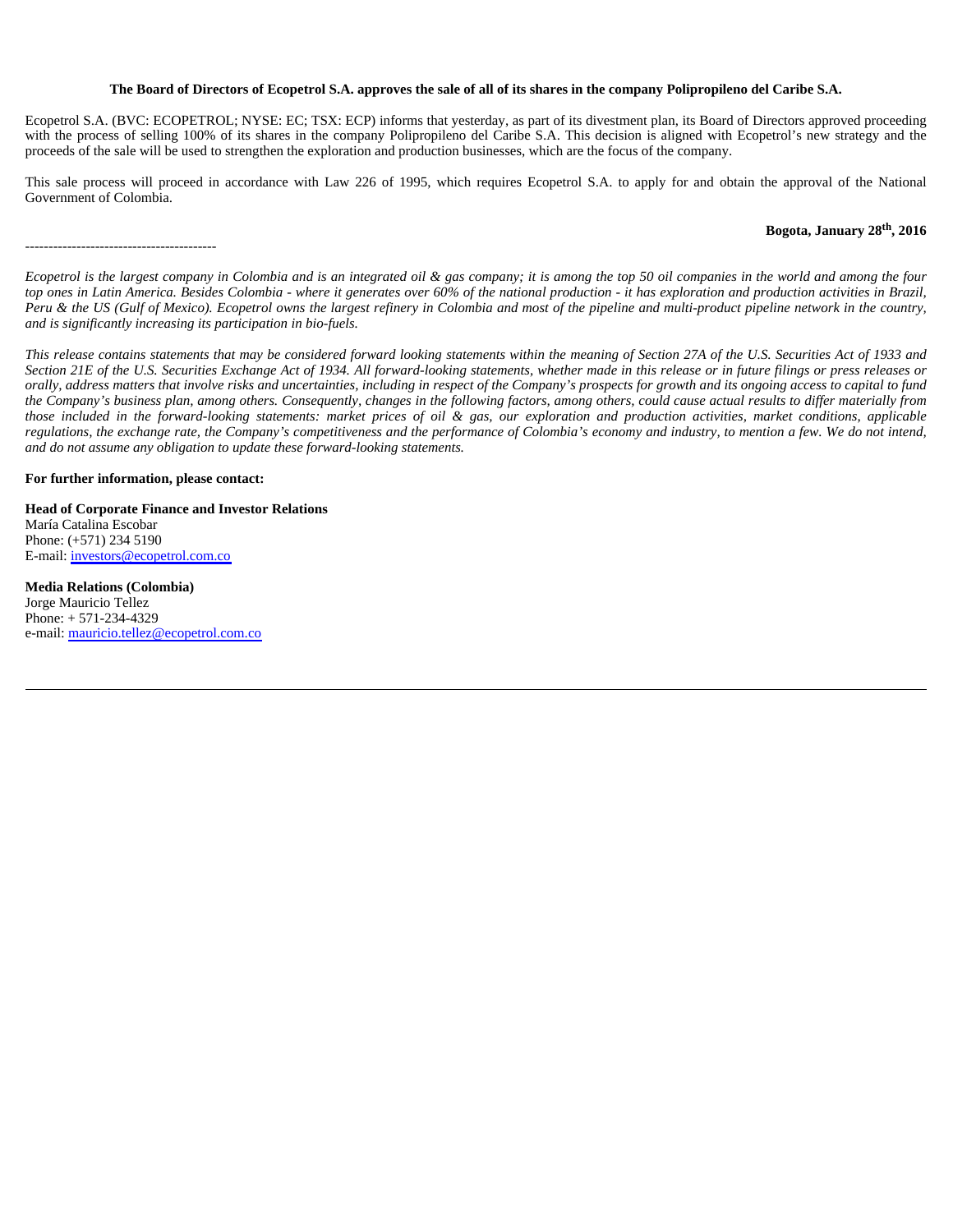**The Board of Directors of Ecopetrol S.A. approves the sale of all of its shares in the company Polipropileno del Caribe S.A.**

Ecopetrol S.A. (BVC: ECOPETROL; NYSE: EC; TSX: ECP) informs that yesterday, as part of its divestment plan, its Board of Directors approved proceeding with the process of selling 100% of its shares in the company Polipropileno del Caribe S.A. This decision is aligned with Ecopetrol's new strategy and the proceeds of the sale will be used to strengthen the exploration and production businesses, which are the focus of the company.

This sale process will proceed in accordance with Law 226 of 1995, which requires Ecopetrol S.A. to apply for and obtain the approval of the National Government of Colombia.

**Bogota, January 28th, 2016**

-----------------------------------------

*Ecopetrol is the largest company in Colombia and is an integrated oil & gas company; it is among the top 50 oil companies in the world and among the four top ones in Latin America. Besides Colombia - where it generates over 60% of the national production - it has exploration and production activities in Brazil, Peru & the US (Gulf of Mexico). Ecopetrol owns the largest refinery in Colombia and most of the pipeline and multi-product pipeline network in the country, and is significantly increasing its participation in bio-fuels.*

*This release contains statements that may be considered forward looking statements within the meaning of Section 27A of the U.S. Securities Act of 1933 and Section 21E of the U.S. Securities Exchange Act of 1934. All forward-looking statements, whether made in this release or in future filings or press releases or orally, address matters that involve risks and uncertainties, including in respect of the Company's prospects for growth and its ongoing access to capital to fund the Company's business plan, among others. Consequently, changes in the following factors, among others, could cause actual results to differ materially from those included in the forward-looking statements: market prices of oil & gas, our exploration and production activities, market conditions, applicable regulations, the exchange rate, the Company's competitiveness and the performance of Colombia's economy and industry, to mention a few. We do not intend, and do not assume any obligation to update these forward-looking statements.*

**For further information, please contact:**

**Head of Corporate Finance and Investor Relations**
María Catalina Escobar
Phone: (+571) 234 5190
E-mail: investors@ecopetrol.com.co

**Media Relations (Colombia)**
Jorge Mauricio Tellez
Phone: + 571-234-4329
e-mail: mauricio.tellez@ecopetrol.com.co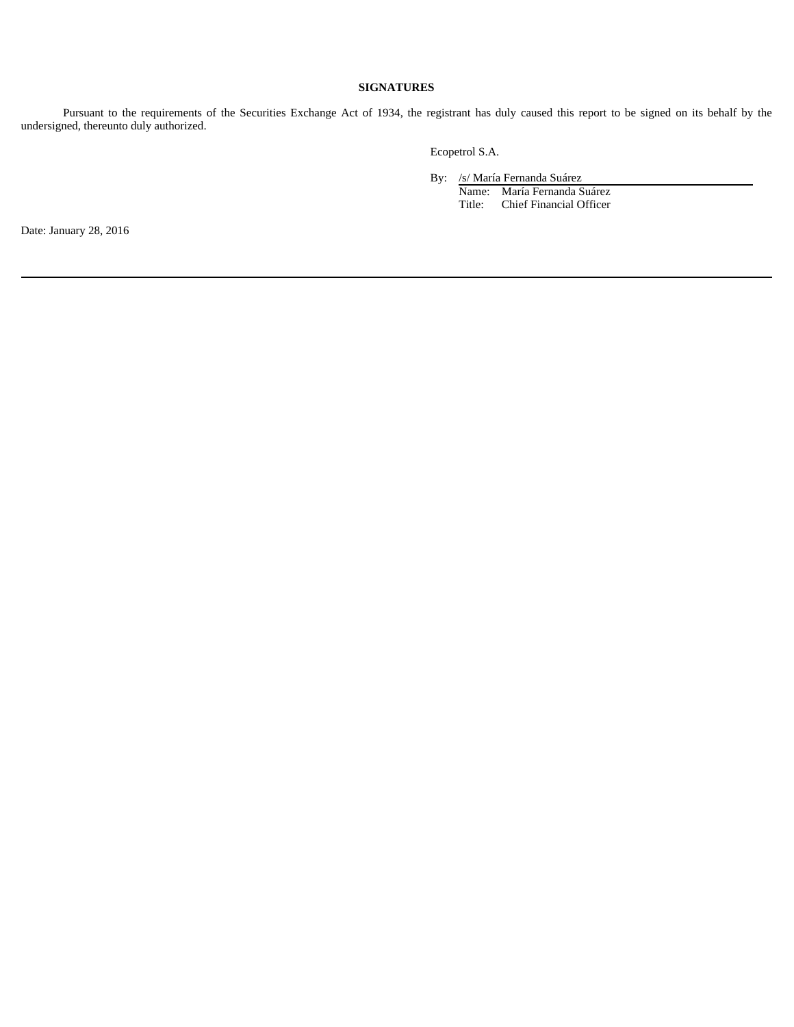**SIGNATURES**

Pursuant to the requirements of the Securities Exchange Act of 1934, the registrant has duly caused this report to be signed on its behalf by the undersigned, thereunto duly authorized.

Ecopetrol S.A.

By: /s/ María Fernanda Suárez
Name: María Fernanda Suárez
Title: Chief Financial Officer

Date: January 28, 2016